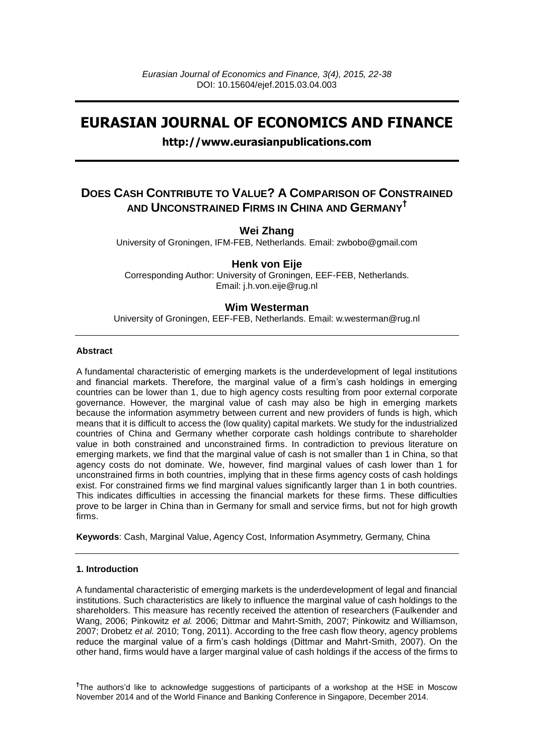# EURASIAN JOURNAL OF ECONOMICS AND FINANCE

**http://www.eurasianpublications.com**

## DOES CASH CONTRIBUTE TO VALUE? A COMPARISON OF CONSTRAINED AND UNCONSTRAINED FIRMS IN CHINA AND GERMANY[†]

**Wei Zhang**

University of Groningen, IFM-FEB, Netherlands. Email: zwbobo@gmail.com

**Henk von Eije**

Corresponding Author: University of Groningen, EEF-FEB, Netherlands. Email: j.h.von.eije@rug.nl

**Wim Westerman**

University of Groningen, EEF-FEB, Netherlands. Email: w.westerman@rug.nl

### Abstract

A fundamental characteristic of emerging markets is the underdevelopment of legal institutions and financial markets. Therefore, the marginal value of a firm's cash holdings in emerging countries can be lower than 1, due to high agency costs resulting from poor external corporate governance. However, the marginal value of cash may also be high in emerging markets because the information asymmetry between current and new providers of funds is high, which means that it is difficult to access the (low quality) capital markets. We study for the industrialized countries of China and Germany whether corporate cash holdings contribute to shareholder value in both constrained and unconstrained firms. In contradiction to previous literature on emerging markets, we find that the marginal value of cash is not smaller than 1 in China, so that agency costs do not dominate. We, however, find marginal values of cash lower than 1 for unconstrained firms in both countries, implying that in these firms agency costs of cash holdings exist. For constrained firms we find marginal values significantly larger than 1 in both countries. This indicates difficulties in accessing the financial markets for these firms. These difficulties prove to be larger in China than in Germany for small and service firms, but not for high growth firms.

**Keywords**: Cash, Marginal Value, Agency Cost, Information Asymmetry, Germany, China

### 1. Introduction

A fundamental characteristic of emerging markets is the underdevelopment of legal and financial institutions. Such characteristics are likely to influence the marginal value of cash holdings to the shareholders. This measure has recently received the attention of researchers (Faulkender and Wang, 2006; Pinkowitz *et al.* 2006; Dittmar and Mahrt-Smith, 2007; Pinkowitz and Williamson, 2007; Drobetz *et al.* 2010; Tong, 2011). According to the free cash flow theory, agency problems reduce the marginal value of a firm's cash holdings (Dittmar and Mahrt-Smith, 2007). On the other hand, firms would have a larger marginal value of cash holdings if the access of the firms to

[†]The authors'd like to acknowledge suggestions of participants of a workshop at the HSE in Moscow November 2014 and of the World Finance and Banking Conference in Singapore, December 2014.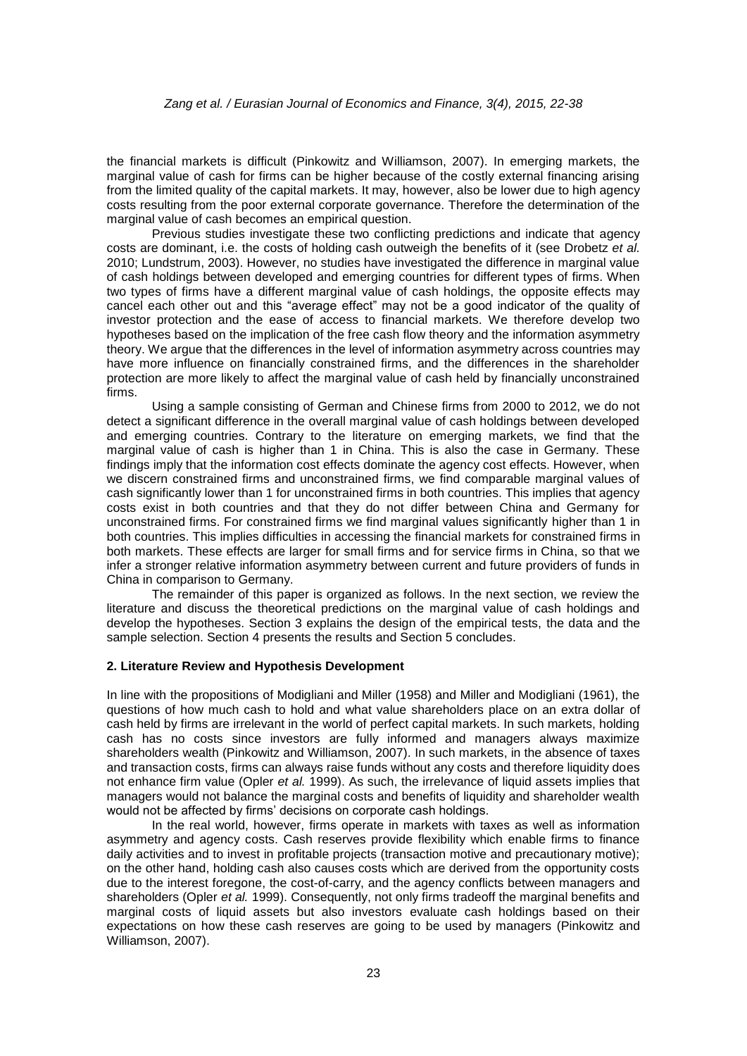the financial markets is difficult (Pinkowitz and Williamson, 2007). In emerging markets, the marginal value of cash for firms can be higher because of the costly external financing arising from the limited quality of the capital markets. It may, however, also be lower due to high agency costs resulting from the poor external corporate governance. Therefore the determination of the marginal value of cash becomes an empirical question.

Previous studies investigate these two conflicting predictions and indicate that agency costs are dominant, i.e. the costs of holding cash outweigh the benefits of it (see Drobetz *et al.* 2010; Lundstrum, 2003). However, no studies have investigated the difference in marginal value of cash holdings between developed and emerging countries for different types of firms. When two types of firms have a different marginal value of cash holdings, the opposite effects may cancel each other out and this "average effect" may not be a good indicator of the quality of investor protection and the ease of access to financial markets. We therefore develop two hypotheses based on the implication of the free cash flow theory and the information asymmetry theory. We argue that the differences in the level of information asymmetry across countries may have more influence on financially constrained firms, and the differences in the shareholder protection are more likely to affect the marginal value of cash held by financially unconstrained firms.

Using a sample consisting of German and Chinese firms from 2000 to 2012, we do not detect a significant difference in the overall marginal value of cash holdings between developed and emerging countries. Contrary to the literature on emerging markets, we find that the marginal value of cash is higher than 1 in China. This is also the case in Germany. These findings imply that the information cost effects dominate the agency cost effects. However, when we discern constrained firms and unconstrained firms, we find comparable marginal values of cash significantly lower than 1 for unconstrained firms in both countries. This implies that agency costs exist in both countries and that they do not differ between China and Germany for unconstrained firms. For constrained firms we find marginal values significantly higher than 1 in both countries. This implies difficulties in accessing the financial markets for constrained firms in both markets. These effects are larger for small firms and for service firms in China, so that we infer a stronger relative information asymmetry between current and future providers of funds in China in comparison to Germany.

The remainder of this paper is organized as follows. In the next section, we review the literature and discuss the theoretical predictions on the marginal value of cash holdings and develop the hypotheses. Section 3 explains the design of the empirical tests, the data and the sample selection. Section 4 presents the results and Section 5 concludes.

## 2. Literature Review and Hypothesis Development

In line with the propositions of Modigliani and Miller (1958) and Miller and Modigliani (1961), the questions of how much cash to hold and what value shareholders place on an extra dollar of cash held by firms are irrelevant in the world of perfect capital markets. In such markets, holding cash has no costs since investors are fully informed and managers always maximize shareholders wealth (Pinkowitz and Williamson, 2007). In such markets, in the absence of taxes and transaction costs, firms can always raise funds without any costs and therefore liquidity does not enhance firm value (Opler *et al.* 1999). As such, the irrelevance of liquid assets implies that managers would not balance the marginal costs and benefits of liquidity and shareholder wealth would not be affected by firms' decisions on corporate cash holdings.

In the real world, however, firms operate in markets with taxes as well as information asymmetry and agency costs. Cash reserves provide flexibility which enable firms to finance daily activities and to invest in profitable projects (transaction motive and precautionary motive); on the other hand, holding cash also causes costs which are derived from the opportunity costs due to the interest foregone, the cost-of-carry, and the agency conflicts between managers and shareholders (Opler *et al.* 1999). Consequently, not only firms tradeoff the marginal benefits and marginal costs of liquid assets but also investors evaluate cash holdings based on their expectations on how these cash reserves are going to be used by managers (Pinkowitz and Williamson, 2007).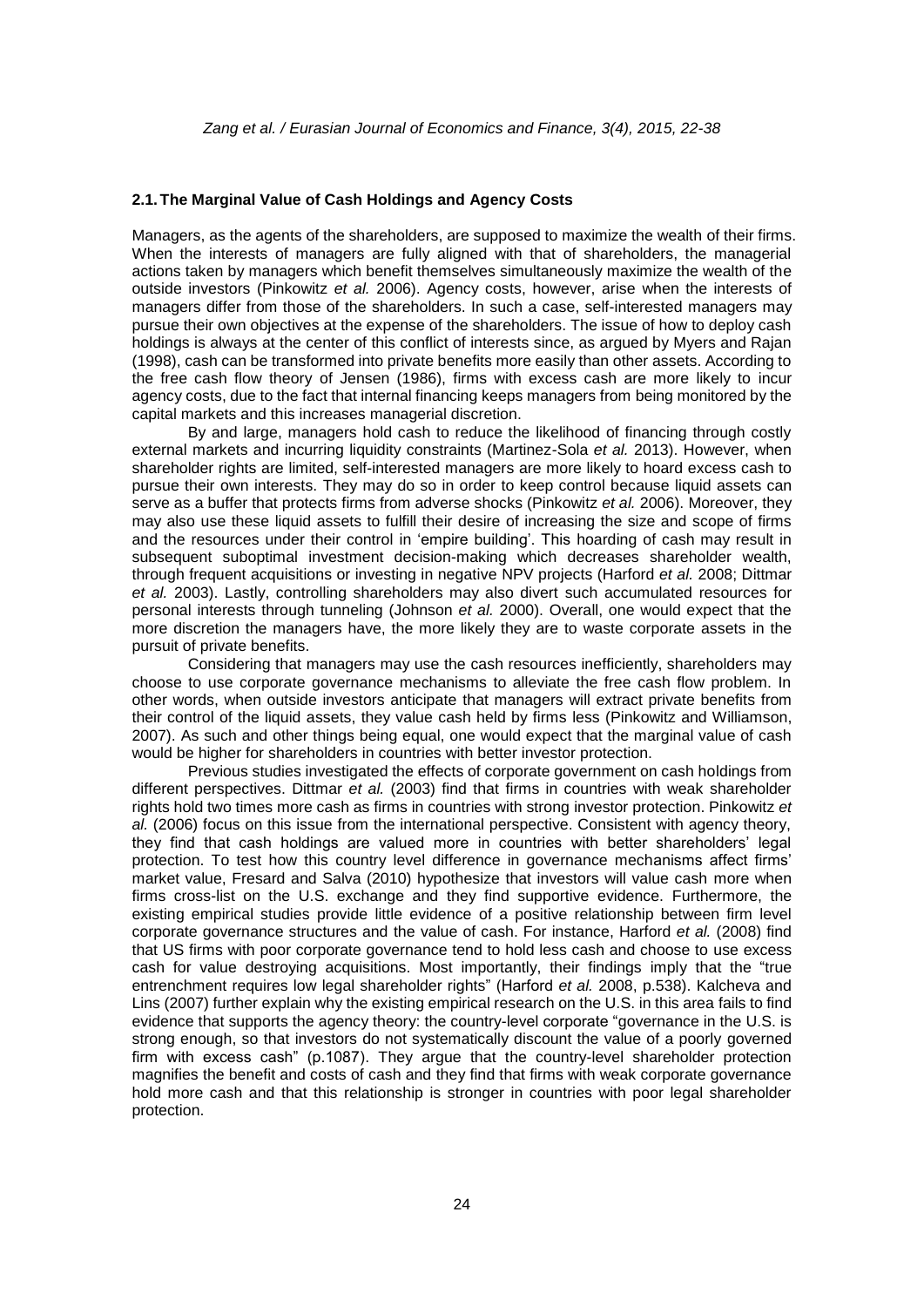### 2.1. The Marginal Value of Cash Holdings and Agency Costs

Managers, as the agents of the shareholders, are supposed to maximize the wealth of their firms. When the interests of managers are fully aligned with that of shareholders, the managerial actions taken by managers which benefit themselves simultaneously maximize the wealth of the outside investors (Pinkowitz *et al.* 2006). Agency costs, however, arise when the interests of managers differ from those of the shareholders. In such a case, self-interested managers may pursue their own objectives at the expense of the shareholders. The issue of how to deploy cash holdings is always at the center of this conflict of interests since, as argued by Myers and Rajan (1998), cash can be transformed into private benefits more easily than other assets. According to the free cash flow theory of Jensen (1986), firms with excess cash are more likely to incur agency costs, due to the fact that internal financing keeps managers from being monitored by the capital markets and this increases managerial discretion.

By and large, managers hold cash to reduce the likelihood of financing through costly external markets and incurring liquidity constraints (Martinez-Sola *et al.* 2013). However, when shareholder rights are limited, self-interested managers are more likely to hoard excess cash to pursue their own interests. They may do so in order to keep control because liquid assets can serve as a buffer that protects firms from adverse shocks (Pinkowitz *et al.* 2006). Moreover, they may also use these liquid assets to fulfill their desire of increasing the size and scope of firms and the resources under their control in 'empire building'. This hoarding of cash may result in subsequent suboptimal investment decision-making which decreases shareholder wealth, through frequent acquisitions or investing in negative NPV projects (Harford *et al.* 2008; Dittmar *et al.* 2003). Lastly, controlling shareholders may also divert such accumulated resources for personal interests through tunneling (Johnson *et al.* 2000). Overall, one would expect that the more discretion the managers have, the more likely they are to waste corporate assets in the pursuit of private benefits.

Considering that managers may use the cash resources inefficiently, shareholders may choose to use corporate governance mechanisms to alleviate the free cash flow problem. In other words, when outside investors anticipate that managers will extract private benefits from their control of the liquid assets, they value cash held by firms less (Pinkowitz and Williamson, 2007). As such and other things being equal, one would expect that the marginal value of cash would be higher for shareholders in countries with better investor protection.

Previous studies investigated the effects of corporate government on cash holdings from different perspectives. Dittmar *et al.* (2003) find that firms in countries with weak shareholder rights hold two times more cash as firms in countries with strong investor protection. Pinkowitz *et al.* (2006) focus on this issue from the international perspective. Consistent with agency theory, they find that cash holdings are valued more in countries with better shareholders' legal protection. To test how this country level difference in governance mechanisms affect firms' market value, Fresard and Salva (2010) hypothesize that investors will value cash more when firms cross-list on the U.S. exchange and they find supportive evidence. Furthermore, the existing empirical studies provide little evidence of a positive relationship between firm level corporate governance structures and the value of cash. For instance, Harford *et al.* (2008) find that US firms with poor corporate governance tend to hold less cash and choose to use excess cash for value destroying acquisitions. Most importantly, their findings imply that the "true entrenchment requires low legal shareholder rights" (Harford *et al.* 2008, p.538). Kalcheva and Lins (2007) further explain why the existing empirical research on the U.S. in this area fails to find evidence that supports the agency theory: the country-level corporate "governance in the U.S. is strong enough, so that investors do not systematically discount the value of a poorly governed firm with excess cash" (p.1087). They argue that the country-level shareholder protection magnifies the benefit and costs of cash and they find that firms with weak corporate governance hold more cash and that this relationship is stronger in countries with poor legal shareholder protection.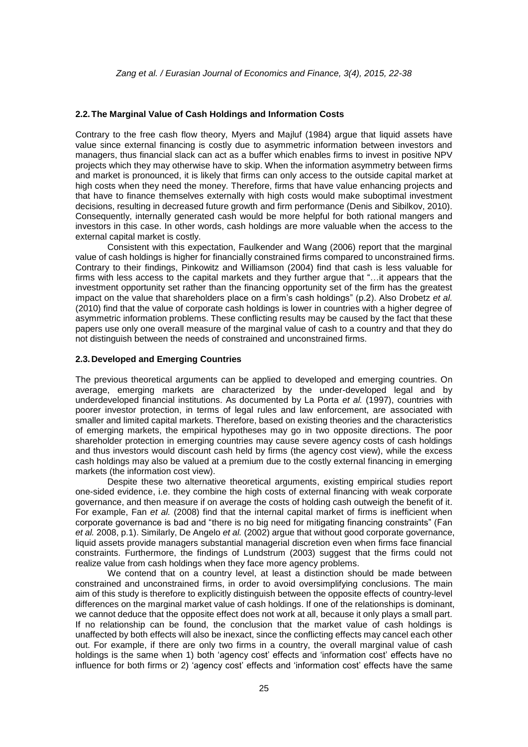### 2.2. The Marginal Value of Cash Holdings and Information Costs

Contrary to the free cash flow theory, Myers and Majluf (1984) argue that liquid assets have value since external financing is costly due to asymmetric information between investors and managers, thus financial slack can act as a buffer which enables firms to invest in positive NPV projects which they may otherwise have to skip. When the information asymmetry between firms and market is pronounced, it is likely that firms can only access to the outside capital market at high costs when they need the money. Therefore, firms that have value enhancing projects and that have to finance themselves externally with high costs would make suboptimal investment decisions, resulting in decreased future growth and firm performance (Denis and Sibilkov, 2010). Consequently, internally generated cash would be more helpful for both rational mangers and investors in this case. In other words, cash holdings are more valuable when the access to the external capital market is costly.

Consistent with this expectation, Faulkender and Wang (2006) report that the marginal value of cash holdings is higher for financially constrained firms compared to unconstrained firms. Contrary to their findings, Pinkowitz and Williamson (2004) find that cash is less valuable for firms with less access to the capital markets and they further argue that "…it appears that the investment opportunity set rather than the financing opportunity set of the firm has the greatest impact on the value that shareholders place on a firm's cash holdings" (p.2). Also Drobetz *et al.* (2010) find that the value of corporate cash holdings is lower in countries with a higher degree of asymmetric information problems. These conflicting results may be caused by the fact that these papers use only one overall measure of the marginal value of cash to a country and that they do not distinguish between the needs of constrained and unconstrained firms.

### 2.3. Developed and Emerging Countries

The previous theoretical arguments can be applied to developed and emerging countries. On average, emerging markets are characterized by the under-developed legal and by underdeveloped financial institutions. As documented by La Porta *et al.* (1997), countries with poorer investor protection, in terms of legal rules and law enforcement, are associated with smaller and limited capital markets. Therefore, based on existing theories and the characteristics of emerging markets, the empirical hypotheses may go in two opposite directions. The poor shareholder protection in emerging countries may cause severe agency costs of cash holdings and thus investors would discount cash held by firms (the agency cost view), while the excess cash holdings may also be valued at a premium due to the costly external financing in emerging markets (the information cost view).

Despite these two alternative theoretical arguments, existing empirical studies report one-sided evidence, i.e. they combine the high costs of external financing with weak corporate governance, and then measure if on average the costs of holding cash outweigh the benefit of it. For example, Fan *et al.* (2008) find that the internal capital market of firms is inefficient when corporate governance is bad and "there is no big need for mitigating financing constraints" (Fan *et al.* 2008, p.1). Similarly, De Angelo *et al.* (2002) argue that without good corporate governance, liquid assets provide managers substantial managerial discretion even when firms face financial constraints. Furthermore, the findings of Lundstrum (2003) suggest that the firms could not realize value from cash holdings when they face more agency problems.

We contend that on a country level, at least a distinction should be made between constrained and unconstrained firms, in order to avoid oversimplifying conclusions. The main aim of this study is therefore to explicitly distinguish between the opposite effects of country-level differences on the marginal market value of cash holdings. If one of the relationships is dominant, we cannot deduce that the opposite effect does not work at all, because it only plays a small part. If no relationship can be found, the conclusion that the market value of cash holdings is unaffected by both effects will also be inexact, since the conflicting effects may cancel each other out. For example, if there are only two firms in a country, the overall marginal value of cash holdings is the same when 1) both 'agency cost' effects and 'information cost' effects have no influence for both firms or 2) 'agency cost' effects and 'information cost' effects have the same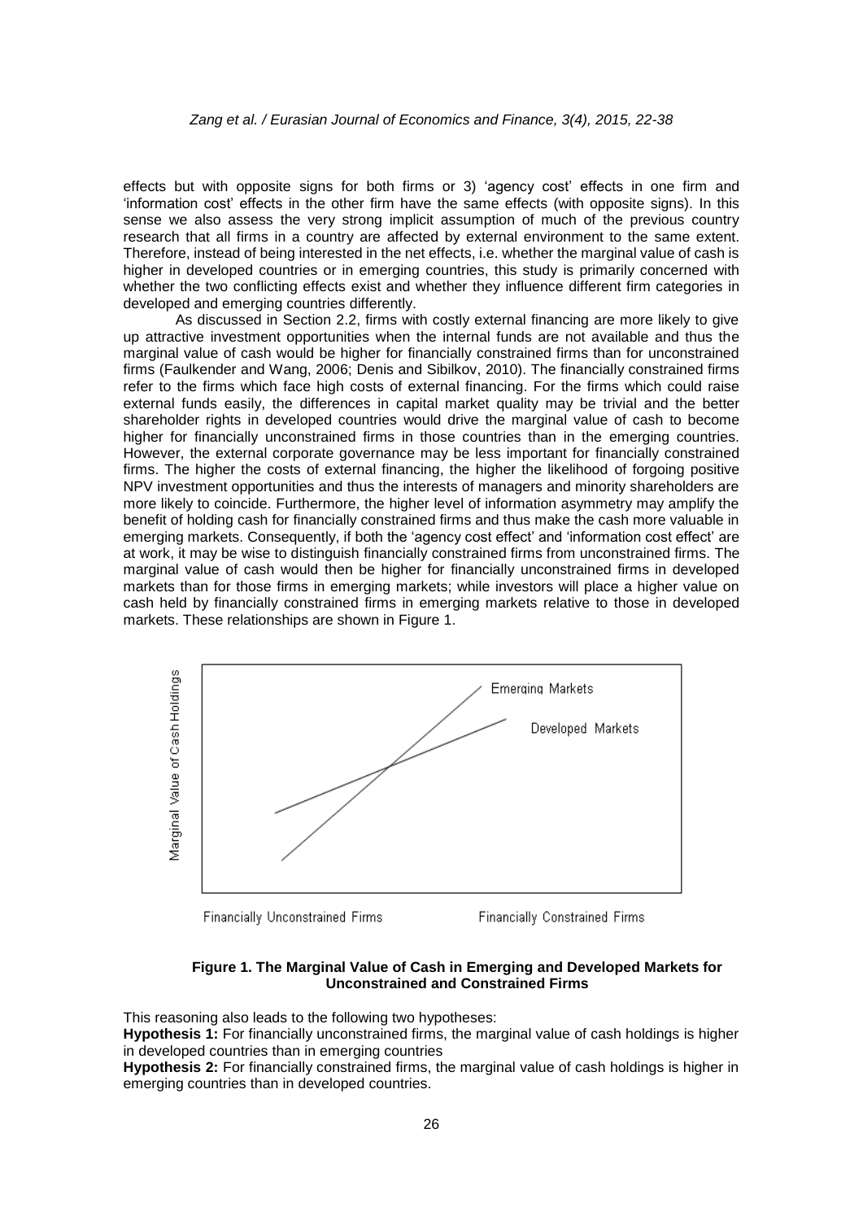effects but with opposite signs for both firms or 3) 'agency cost' effects in one firm and 'information cost' effects in the other firm have the same effects (with opposite signs). In this sense we also assess the very strong implicit assumption of much of the previous country research that all firms in a country are affected by external environment to the same extent. Therefore, instead of being interested in the net effects, i.e. whether the marginal value of cash is higher in developed countries or in emerging countries, this study is primarily concerned with whether the two conflicting effects exist and whether they influence different firm categories in developed and emerging countries differently.

As discussed in Section 2.2, firms with costly external financing are more likely to give up attractive investment opportunities when the internal funds are not available and thus the marginal value of cash would be higher for financially constrained firms than for unconstrained firms (Faulkender and Wang, 2006; Denis and Sibilkov, 2010). The financially constrained firms refer to the firms which face high costs of external financing. For the firms which could raise external funds easily, the differences in capital market quality may be trivial and the better shareholder rights in developed countries would drive the marginal value of cash to become higher for financially unconstrained firms in those countries than in the emerging countries. However, the external corporate governance may be less important for financially constrained firms. The higher the costs of external financing, the higher the likelihood of forgoing positive NPV investment opportunities and thus the interests of managers and minority shareholders are more likely to coincide. Furthermore, the higher level of information asymmetry may amplify the benefit of holding cash for financially constrained firms and thus make the cash more valuable in emerging markets. Consequently, if both the 'agency cost effect' and 'information cost effect' are at work, it may be wise to distinguish financially constrained firms from unconstrained firms. The marginal value of cash would then be higher for financially unconstrained firms in developed markets than for those firms in emerging markets; while investors will place a higher value on cash held by financially constrained firms in emerging markets relative to those in developed markets. These relationships are shown in Figure 1.

**Figure 1. The Marginal Value of Cash in Emerging and Developed Markets for Unconstrained and Constrained Firms**

This reasoning also leads to the following two hypotheses:

**Hypothesis 1:** For financially unconstrained firms, the marginal value of cash holdings is higher in developed countries than in emerging countries

**Hypothesis 2:** For financially constrained firms, the marginal value of cash holdings is higher in emerging countries than in developed countries.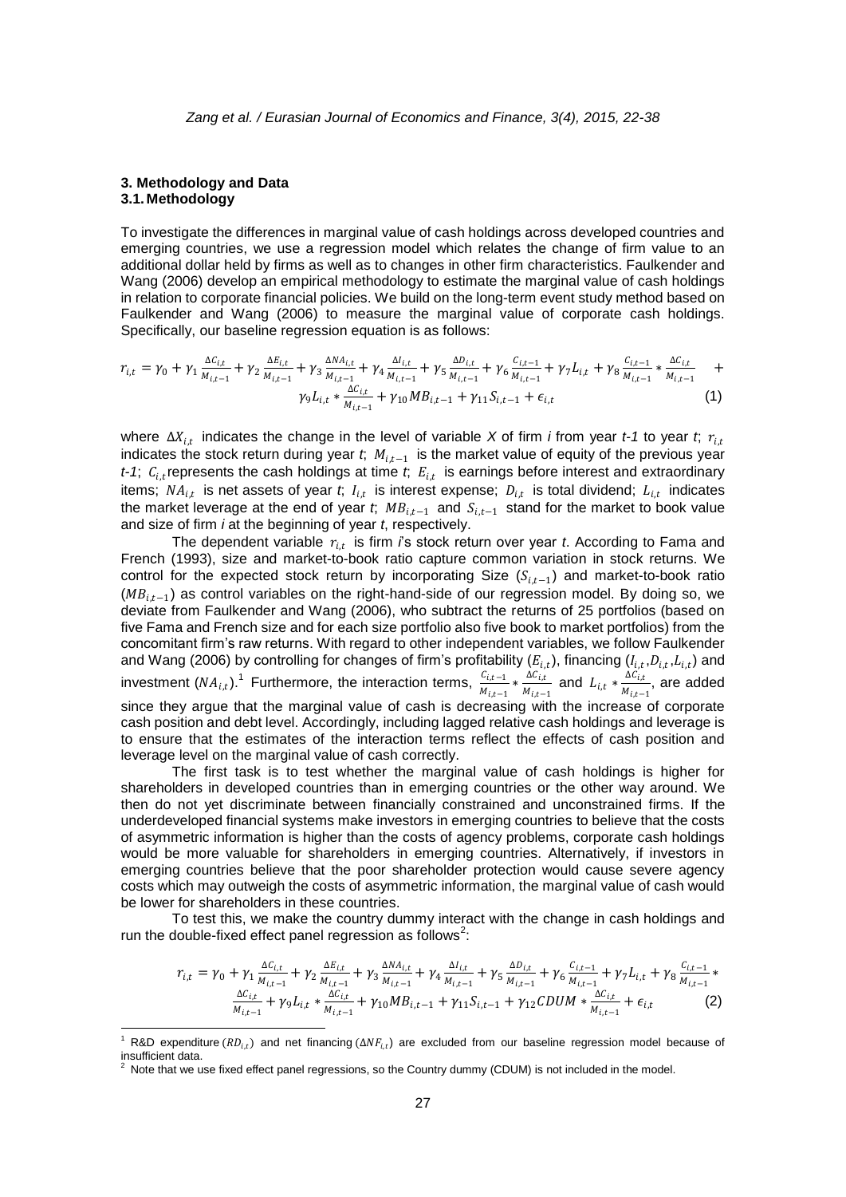## 3. Methodology and Data

### 3.1. Methodology

To investigate the differences in marginal value of cash holdings across developed countries and emerging countries, we use a regression model which relates the change of firm value to an additional dollar held by firms as well as to changes in other firm characteristics. Faulkender and Wang (2006) develop an empirical methodology to estimate the marginal value of cash holdings in relation to corporate financial policies. We build on the long-term event study method based on Faulkender and Wang (2006) to measure the marginal value of corporate cash holdings. Specifically, our baseline regression equation is as follows:

$$r_{i,t} = \gamma_0 + \gamma_1 \frac{\Delta C_{i,t}}{M_{i,t-1}} + \gamma_2 \frac{\Delta E_{i,t}}{M_{i,t-1}} + \gamma_3 \frac{\Delta NA_{i,t}}{M_{i,t-1}} + \gamma_4 \frac{\Delta I_{i,t}}{M_{i,t-1}} + \gamma_5 \frac{\Delta D_{i,t}}{M_{i,t-1}} + \gamma_6 \frac{C_{i,t-1}}{M_{i,t-1}} + \gamma_7 L_{i,t} + \gamma_8 \frac{C_{i,t-1}}{M_{i,t-1}} * \frac{\Delta C_{i,t}}{M_{i,t-1}} + \gamma_9 L_{i,t} * \frac{\Delta C_{i,t}}{M_{i,t-1}} + \gamma_{10} MB_{i,t-1} + \gamma_{11} S_{i,t-1} + \epsilon_{i,t} \quad (1)$$

where $\Delta X_{i,t}$ indicates the change in the level of variable *X* of firm *i* from year *t-1* to year *t*; $r_{i,t}$ indicates the stock return during year *t*; $M_{i,t-1}$ is the market value of equity of the previous year *t-1*; $C_{i,t}$ represents the cash holdings at time *t*; $E_{i,t}$ is earnings before interest and extraordinary items; $NA_{i,t}$ is net assets of year *t*; $I_{i,t}$ is interest expense; $D_{i,t}$ is total dividend; $L_{i,t}$ indicates the market leverage at the end of year *t*; $MB_{i,t-1}$ and $S_{i,t-1}$ stand for the market to book value and size of firm *i* at the beginning of year *t*, respectively.

The dependent variable $r_{i,t}$ is firm *i*'s stock return over year *t*. According to Fama and French (1993), size and market-to-book ratio capture common variation in stock returns. We control for the expected stock return by incorporating Size ($S_{i,t-1}$) and market-to-book ratio ($MB_{i,t-1}$) as control variables on the right-hand-side of our regression model. By doing so, we deviate from Faulkender and Wang (2006), who subtract the returns of 25 portfolios (based on five Fama and French size and for each size portfolio also five book to market portfolios) from the concomitant firm's raw returns. With regard to other independent variables, we follow Faulkender and Wang (2006) by controlling for changes of firm's profitability ($E_{i,t}$), financing ($I_{i,t}$, $D_{i,t}$, $L_{i,t}$) and investment ($NA_{i,t}$).[1] Furthermore, the interaction terms, $\frac{C_{i,t-1}}{M_{i,t-1}} * \frac{\Delta C_{i,t}}{M_{i,t-1}}$ and $L_{i,t} * \frac{\Delta C_{i,t}}{M_{i,t-1}}$, are added since they argue that the marginal value of cash is decreasing with the increase of corporate cash position and debt level. Accordingly, including lagged relative cash holdings and leverage is to ensure that the estimates of the interaction terms reflect the effects of cash position and leverage level on the marginal value of cash correctly.

The first task is to test whether the marginal value of cash holdings is higher for shareholders in developed countries than in emerging countries or the other way around. We then do not yet discriminate between financially constrained and unconstrained firms. If the underdeveloped financial systems make investors in emerging countries to believe that the costs of asymmetric information is higher than the costs of agency problems, corporate cash holdings would be more valuable for shareholders in emerging countries. Alternatively, if investors in emerging countries believe that the poor shareholder protection would cause severe agency costs which may outweigh the costs of asymmetric information, the marginal value of cash would be lower for shareholders in these countries.

To test this, we make the country dummy interact with the change in cash holdings and run the double-fixed effect panel regression as follows[2]:

$$r_{i,t} = \gamma_0 + \gamma_1 \frac{\Delta C_{i,t}}{M_{i,t-1}} + \gamma_2 \frac{\Delta E_{i,t}}{M_{i,t-1}} + \gamma_3 \frac{\Delta NA_{i,t}}{M_{i,t-1}} + \gamma_4 \frac{\Delta I_{i,t}}{M_{i,t-1}} + \gamma_5 \frac{\Delta D_{i,t}}{M_{i,t-1}} + \gamma_6 \frac{C_{i,t-1}}{M_{i,t-1}} + \gamma_7 L_{i,t} + \gamma_8 \frac{C_{i,t-1}}{M_{i,t-1}} * \frac{\Delta C_{i,t}}{M_{i,t-1}} + \gamma_9 L_{i,t} * \frac{\Delta C_{i,t}}{M_{i,t-1}} + \gamma_{10} MB_{i,t-1} + \gamma_{11} S_{i,t-1} + \gamma_{12} CDUM * \frac{\Delta C_{i,t}}{M_{i,t-1}} + \epsilon_{i,t} \quad (2)$$

---

[1] R&D expenditure ($RD_{i,t}$) and net financing ($\Delta NF_{i,t}$) are excluded from our baseline regression model because of insufficient data.

[2] Note that we use fixed effect panel regressions, so the Country dummy (CDUM) is not included in the model.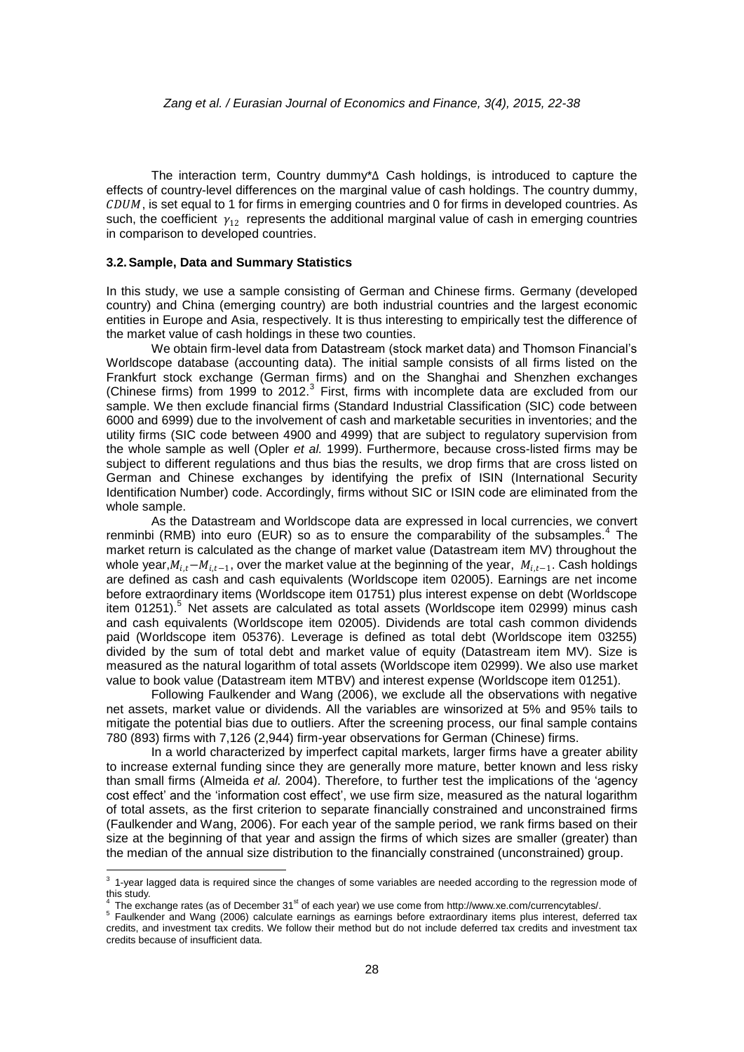The interaction term, Country dummy*Δ Cash holdings, is introduced to capture the effects of country-level differences on the marginal value of cash holdings. The country dummy, $CDUM$, is set equal to 1 for firms in emerging countries and 0 for firms in developed countries. As such, the coefficient $\gamma_{12}$ represents the additional marginal value of cash in emerging countries in comparison to developed countries.

### 3.2. Sample, Data and Summary Statistics

In this study, we use a sample consisting of German and Chinese firms. Germany (developed country) and China (emerging country) are both industrial countries and the largest economic entities in Europe and Asia, respectively. It is thus interesting to empirically test the difference of the market value of cash holdings in these two counties.

We obtain firm-level data from Datastream (stock market data) and Thomson Financial's Worldscope database (accounting data). The initial sample consists of all firms listed on the Frankfurt stock exchange (German firms) and on the Shanghai and Shenzhen exchanges (Chinese firms) from 1999 to 2012.[3] First, firms with incomplete data are excluded from our sample. We then exclude financial firms (Standard Industrial Classification (SIC) code between 6000 and 6999) due to the involvement of cash and marketable securities in inventories; and the utility firms (SIC code between 4900 and 4999) that are subject to regulatory supervision from the whole sample as well (Opler *et al.* 1999). Furthermore, because cross-listed firms may be subject to different regulations and thus bias the results, we drop firms that are cross listed on German and Chinese exchanges by identifying the prefix of ISIN (International Security Identification Number) code. Accordingly, firms without SIC or ISIN code are eliminated from the whole sample.

As the Datastream and Worldscope data are expressed in local currencies, we convert renminbi (RMB) into euro (EUR) so as to ensure the comparability of the subsamples.[4] The market return is calculated as the change of market value (Datastream item MV) throughout the whole year, $M_{i,t}-M_{i,t-1}$, over the market value at the beginning of the year, $M_{i,t-1}$. Cash holdings are defined as cash and cash equivalents (Worldscope item 02005). Earnings are net income before extraordinary items (Worldscope item 01751) plus interest expense on debt (Worldscope item 01251).[5] Net assets are calculated as total assets (Worldscope item 02999) minus cash and cash equivalents (Worldscope item 02005). Dividends are total cash common dividends paid (Worldscope item 05376). Leverage is defined as total debt (Worldscope item 03255) divided by the sum of total debt and market value of equity (Datastream item MV). Size is measured as the natural logarithm of total assets (Worldscope item 02999). We also use market value to book value (Datastream item MTBV) and interest expense (Worldscope item 01251).

Following Faulkender and Wang (2006), we exclude all the observations with negative net assets, market value or dividends. All the variables are winsorized at 5% and 95% tails to mitigate the potential bias due to outliers. After the screening process, our final sample contains 780 (893) firms with 7,126 (2,944) firm-year observations for German (Chinese) firms.

In a world characterized by imperfect capital markets, larger firms have a greater ability to increase external funding since they are generally more mature, better known and less risky than small firms (Almeida *et al.* 2004). Therefore, to further test the implications of the 'agency cost effect' and the 'information cost effect', we use firm size, measured as the natural logarithm of total assets, as the first criterion to separate financially constrained and unconstrained firms (Faulkender and Wang, 2006). For each year of the sample period, we rank firms based on their size at the beginning of that year and assign the firms of which sizes are smaller (greater) than the median of the annual size distribution to the financially constrained (unconstrained) group.

---

[3] 1-year lagged data is required since the changes of some variables are needed according to the regression mode of this study.

[4] The exchange rates (as of December 31st of each year) we use come from http://www.xe.com/currencytables/.

[5] Faulkender and Wang (2006) calculate earnings as earnings before extraordinary items plus interest, deferred tax credits, and investment tax credits. We follow their method but do not include deferred tax credits and investment tax credits because of insufficient data.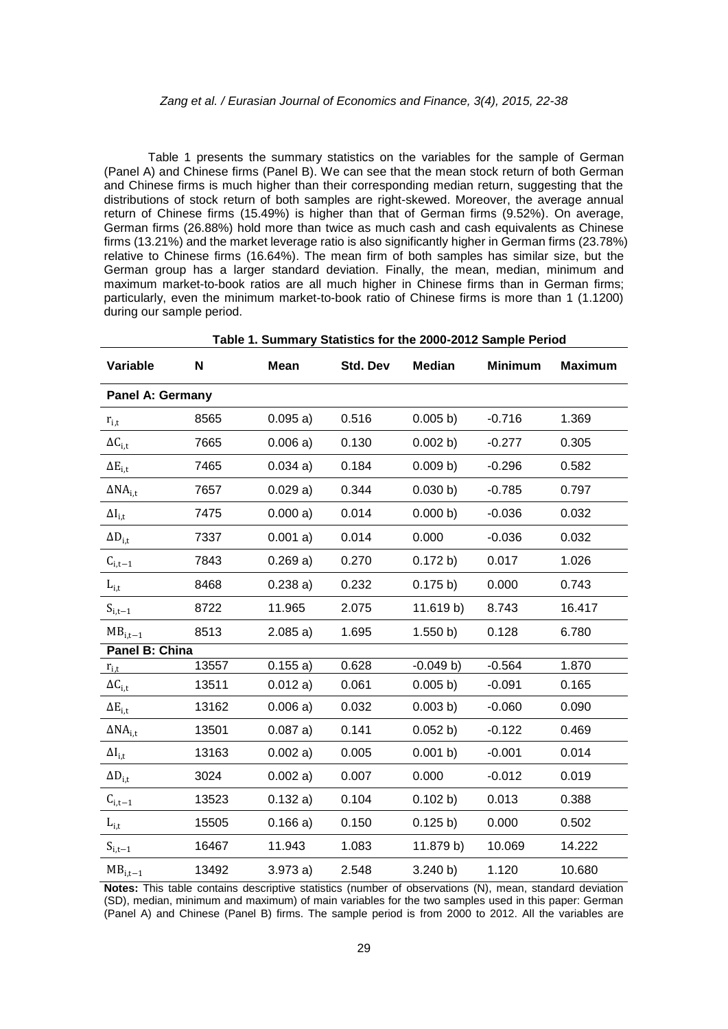Table 1 presents the summary statistics on the variables for the sample of German (Panel A) and Chinese firms (Panel B). We can see that the mean stock return of both German and Chinese firms is much higher than their corresponding median return, suggesting that the distributions of stock return of both samples are right-skewed. Moreover, the average annual return of Chinese firms (15.49%) is higher than that of German firms (9.52%). On average, German firms (26.88%) hold more than twice as much cash and cash equivalents as Chinese firms (13.21%) and the market leverage ratio is also significantly higher in German firms (23.78%) relative to Chinese firms (16.64%). The mean firm of both samples has similar size, but the German group has a larger standard deviation. Finally, the mean, median, minimum and maximum market-to-book ratios are all much higher in Chinese firms than in German firms; particularly, even the minimum market-to-book ratio of Chinese firms is more than 1 (1.1200) during our sample period.

**Table 1. Summary Statistics for the 2000-2012 Sample Period**

| Variable | N | Mean | Std. Dev | Median | Minimum | Maximum |
|---|---|---|---|---|---|---|
| **Panel A: Germany** | | | | | | |
| $r_{i,t}$ | 8565 | 0.095 a) | 0.516 | 0.005 b) | -0.716 | 1.369 |
| $\Delta C_{i,t}$ | 7665 | 0.006 a) | 0.130 | 0.002 b) | -0.277 | 0.305 |
| $\Delta E_{i,t}$ | 7465 | 0.034 a) | 0.184 | 0.009 b) | -0.296 | 0.582 |
| $\Delta NA_{i,t}$ | 7657 | 0.029 a) | 0.344 | 0.030 b) | -0.785 | 0.797 |
| $\Delta I_{i,t}$ | 7475 | 0.000 a) | 0.014 | 0.000 b) | -0.036 | 0.032 |
| $\Delta D_{i,t}$ | 7337 | 0.001 a) | 0.014 | 0.000 | -0.036 | 0.032 |
| $C_{i,t-1}$ | 7843 | 0.269 a) | 0.270 | 0.172 b) | 0.017 | 1.026 |
| $L_{i,t}$ | 8468 | 0.238 a) | 0.232 | 0.175 b) | 0.000 | 0.743 |
| $S_{i,t-1}$ | 8722 | 11.965 | 2.075 | 11.619 b) | 8.743 | 16.417 |
| $MB_{i,t-1}$ | 8513 | 2.085 a) | 1.695 | 1.550 b) | 0.128 | 6.780 |
| **Panel B: China** | | | | | | |
| $r_{i,t}$ | 13557 | 0.155 a) | 0.628 | -0.049 b) | -0.564 | 1.870 |
| $\Delta C_{i,t}$ | 13511 | 0.012 a) | 0.061 | 0.005 b) | -0.091 | 0.165 |
| $\Delta E_{i,t}$ | 13162 | 0.006 a) | 0.032 | 0.003 b) | -0.060 | 0.090 |
| $\Delta NA_{i,t}$ | 13501 | 0.087 a) | 0.141 | 0.052 b) | -0.122 | 0.469 |
| $\Delta I_{i,t}$ | 13163 | 0.002 a) | 0.005 | 0.001 b) | -0.001 | 0.014 |
| $\Delta D_{i,t}$ | 3024 | 0.002 a) | 0.007 | 0.000 | -0.012 | 0.019 |
| $C_{i,t-1}$ | 13523 | 0.132 a) | 0.104 | 0.102 b) | 0.013 | 0.388 |
| $L_{i,t}$ | 15505 | 0.166 a) | 0.150 | 0.125 b) | 0.000 | 0.502 |
| $S_{i,t-1}$ | 16467 | 11.943 | 1.083 | 11.879 b) | 10.069 | 14.222 |
| $MB_{i,t-1}$ | 13492 | 3.973 a) | 2.548 | 3.240 b) | 1.120 | 10.680 |

**Notes:** This table contains descriptive statistics (number of observations (N), mean, standard deviation (SD), median, minimum and maximum) of main variables for the two samples used in this paper: German (Panel A) and Chinese (Panel B) firms. The sample period is from 2000 to 2012. All the variables are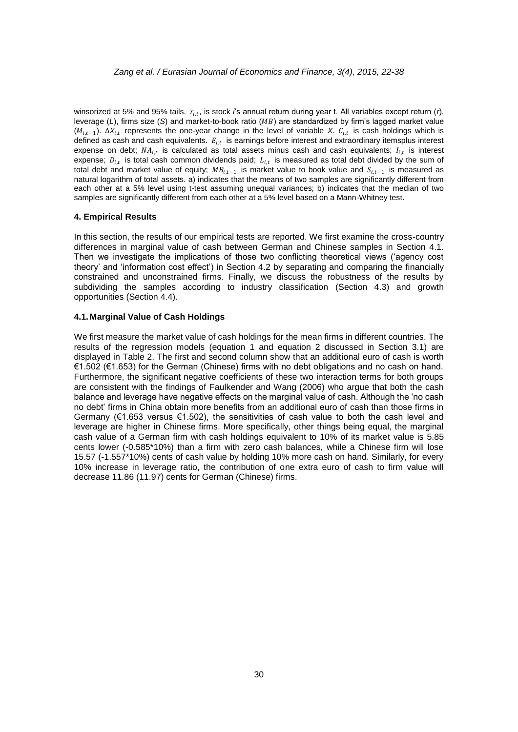winsorized at 5% and 95% tails. $r_{i,t}$, is stock *i*'s annual return during year t. All variables except return (*r*), leverage (*L*), firms size (*S*) and market-to-book ratio ($MB$) are standardized by firm's lagged market value ($M_{i,t-1}$). $\Delta X_{i,t}$ represents the one-year change in the level of variable *X*. $C_{i,t}$ is cash holdings which is defined as cash and cash equivalents. $E_{i,t}$ is earnings before interest and extraordinary itemsplus interest expense on debt; $NA_{i,t}$ is calculated as total assets minus cash and cash equivalents; $I_{i,t}$ is interest expense; $D_{i,t}$ is total cash common dividends paid; $L_{i,t}$ is measured as total debt divided by the sum of total debt and market value of equity; $MB_{i,t-1}$ is market value to book value and $S_{i,t-1}$ is measured as natural logarithm of total assets. a) indicates that the means of two samples are significantly different from each other at a 5% level using t-test assuming unequal variances; b) indicates that the median of two samples are significantly different from each other at a 5% level based on a Mann-Whitney test.

## 4. Empirical Results

In this section, the results of our empirical tests are reported. We first examine the cross-country differences in marginal value of cash between German and Chinese samples in Section 4.1. Then we investigate the implications of those two conflicting theoretical views ('agency cost theory' and 'information cost effect') in Section 4.2 by separating and comparing the financially constrained and unconstrained firms. Finally, we discuss the robustness of the results by subdividing the samples according to industry classification (Section 4.3) and growth opportunities (Section 4.4).

### 4.1. Marginal Value of Cash Holdings

We first measure the market value of cash holdings for the mean firms in different countries. The results of the regression models (equation 1 and equation 2 discussed in Section 3.1) are displayed in Table 2. The first and second column show that an additional euro of cash is worth €1.502 (€1.653) for the German (Chinese) firms with no debt obligations and no cash on hand. Furthermore, the significant negative coefficients of these two interaction terms for both groups are consistent with the findings of Faulkender and Wang (2006) who argue that both the cash balance and leverage have negative effects on the marginal value of cash. Although the 'no cash no debt' firms in China obtain more benefits from an additional euro of cash than those firms in Germany (€1.653 versus €1.502), the sensitivities of cash value to both the cash level and leverage are higher in Chinese firms. More specifically, other things being equal, the marginal cash value of a German firm with cash holdings equivalent to 10% of its market value is 5.85 cents lower (-0.585*10%) than a firm with zero cash balances, while a Chinese firm will lose 15.57 (-1.557*10%) cents of cash value by holding 10% more cash on hand. Similarly, for every 10% increase in leverage ratio, the contribution of one extra euro of cash to firm value will decrease 11.86 (11.97) cents for German (Chinese) firms.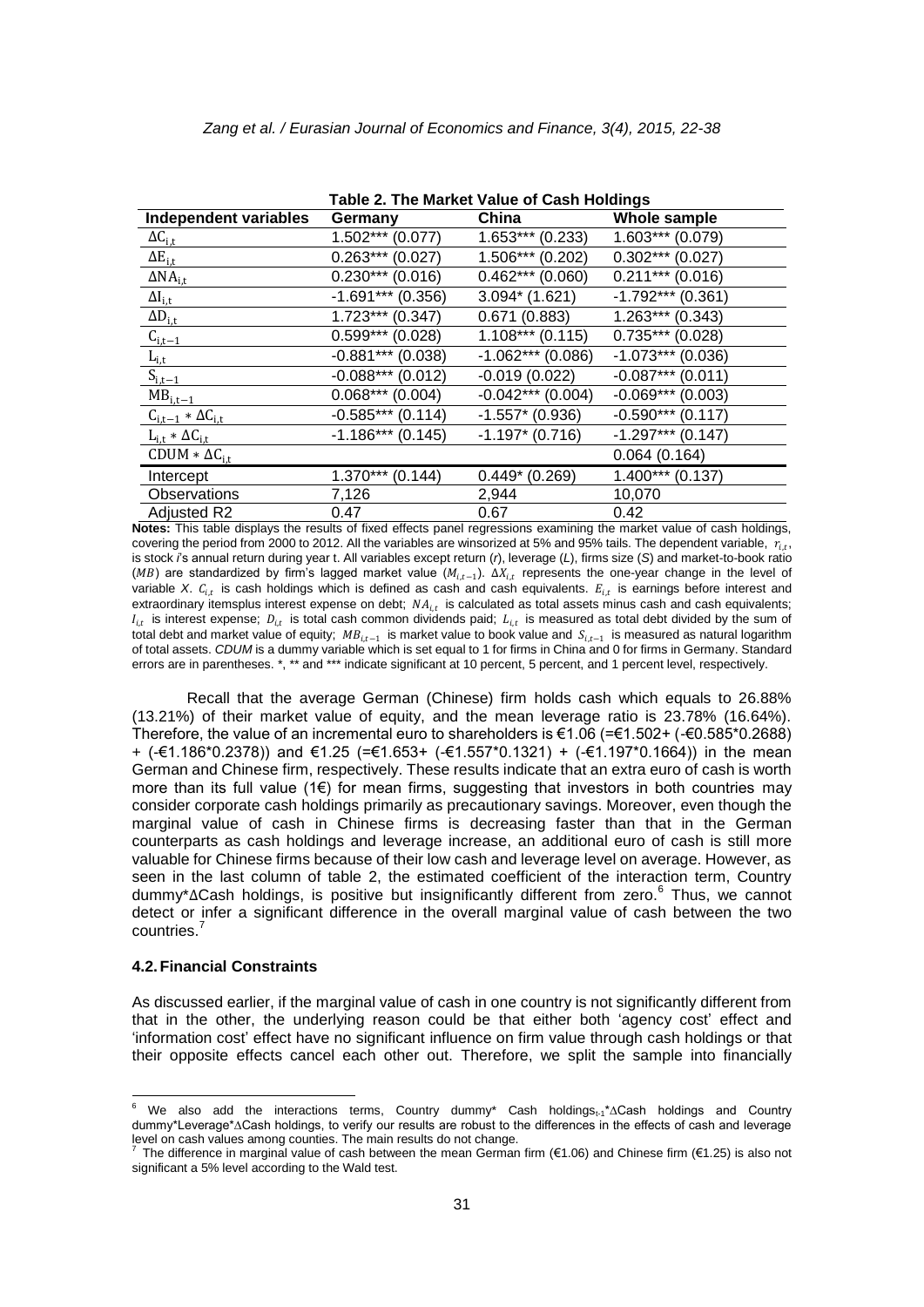**Table 2. The Market Value of Cash Holdings**

| Independent variables | Germany | China | Whole sample |
|---|---|---|---|
| $\Delta C_{i,t}$ | 1.502*** (0.077) | 1.653*** (0.233) | 1.603*** (0.079) |
| $\Delta E_{i,t}$ | 0.263*** (0.027) | 1.506*** (0.202) | 0.302*** (0.027) |
| $\Delta NA_{i,t}$ | 0.230*** (0.016) | 0.462*** (0.060) | 0.211*** (0.016) |
| $\Delta I_{i,t}$ | -1.691*** (0.356) | 3.094* (1.621) | -1.792*** (0.361) |
| $\Delta D_{i,t}$ | 1.723*** (0.347) | 0.671 (0.883) | 1.263*** (0.343) |
| $C_{i,t-1}$ | 0.599*** (0.028) | 1.108*** (0.115) | 0.735*** (0.028) |
| $L_{i,t}$ | -0.881*** (0.038) | -1.062*** (0.086) | -1.073*** (0.036) |
| $S_{i,t-1}$ | -0.088*** (0.012) | -0.019 (0.022) | -0.087*** (0.011) |
| $MB_{i,t-1}$ | 0.068*** (0.004) | -0.042*** (0.004) | -0.069*** (0.003) |
| $C_{i,t-1} * \Delta C_{i,t}$ | -0.585*** (0.114) | -1.557* (0.936) | -0.590*** (0.117) |
| $L_{i,t} * \Delta C_{i,t}$ | -1.186*** (0.145) | -1.197* (0.716) | -1.297*** (0.147) |
| $\text{CDUM} * \Delta C_{i,t}$ | | | 0.064 (0.164) |
| Intercept | 1.370*** (0.144) | 0.449* (0.269) | 1.400*** (0.137) |
| Observations | 7,126 | 2,944 | 10,070 |
| Adjusted R2 | 0.47 | 0.67 | 0.42 |

**Notes:** This table displays the results of fixed effects panel regressions examining the market value of cash holdings, covering the period from 2000 to 2012. All the variables are winsorized at 5% and 95% tails. The dependent variable, $r_{i,t}$, is stock *i*'s annual return during year t. All variables except return (*r*), leverage (*L*), firms size (*S*) and market-to-book ratio ($MB$) are standardized by firm's lagged market value ($M_{i,t-1}$). $\Delta X_{i,t}$ represents the one-year change in the level of variable *X*. $C_{i,t}$ is cash holdings which is defined as cash and cash equivalents. $E_{i,t}$ is earnings before interest and extraordinary itemsplus interest expense on debt; $NA_{i,t}$ is calculated as total assets minus cash and cash equivalents; $I_{i,t}$ is interest expense; $D_{i,t}$ is total cash common dividends paid; $L_{i,t}$ is measured as total debt divided by the sum of total debt and market value of equity; $MB_{i,t-1}$ is market value to book value and $S_{i,t-1}$ is measured as natural logarithm of total assets. *CDUM* is a dummy variable which is set equal to 1 for firms in China and 0 for firms in Germany. Standard errors are in parentheses. *, ** and *** indicate significant at 10 percent, 5 percent, and 1 percent level, respectively.

Recall that the average German (Chinese) firm holds cash which equals to 26.88% (13.21%) of their market value of equity, and the mean leverage ratio is 23.78% (16.64%). Therefore, the value of an incremental euro to shareholders is €1.06 (=€1.502+ (-€0.585*0.2688) + (-€1.186*0.2378)) and €1.25 (=€1.653+ (-€1.557*0.1321) + (-€1.197*0.1664)) in the mean German and Chinese firm, respectively. These results indicate that an extra euro of cash is worth more than its full value (1€) for mean firms, suggesting that investors in both countries may consider corporate cash holdings primarily as precautionary savings. Moreover, even though the marginal value of cash in Chinese firms is decreasing faster than that in the German counterparts as cash holdings and leverage increase, an additional euro of cash is still more valuable for Chinese firms because of their low cash and leverage level on average. However, as seen in the last column of table 2, the estimated coefficient of the interaction term, Country dummy*ΔCash holdings, is positive but insignificantly different from zero.[6] Thus, we cannot detect or infer a significant difference in the overall marginal value of cash between the two countries.[7]

## 4.2. Financial Constraints

As discussed earlier, if the marginal value of cash in one country is not significantly different from that in the other, the underlying reason could be that either both 'agency cost' effect and 'information cost' effect have no significant influence on firm value through cash holdings or that their opposite effects cancel each other out. Therefore, we split the sample into financially

[6] We also add the interactions terms, Country dummy* Cash holdings$_{t-1}$*ΔCash holdings and Country dummy*Leverage*ΔCash holdings, to verify our results are robust to the differences in the effects of cash and leverage level on cash values among counties. The main results do not change.

[7] The difference in marginal value of cash between the mean German firm (€1.06) and Chinese firm (€1.25) is also not significant a 5% level according to the Wald test.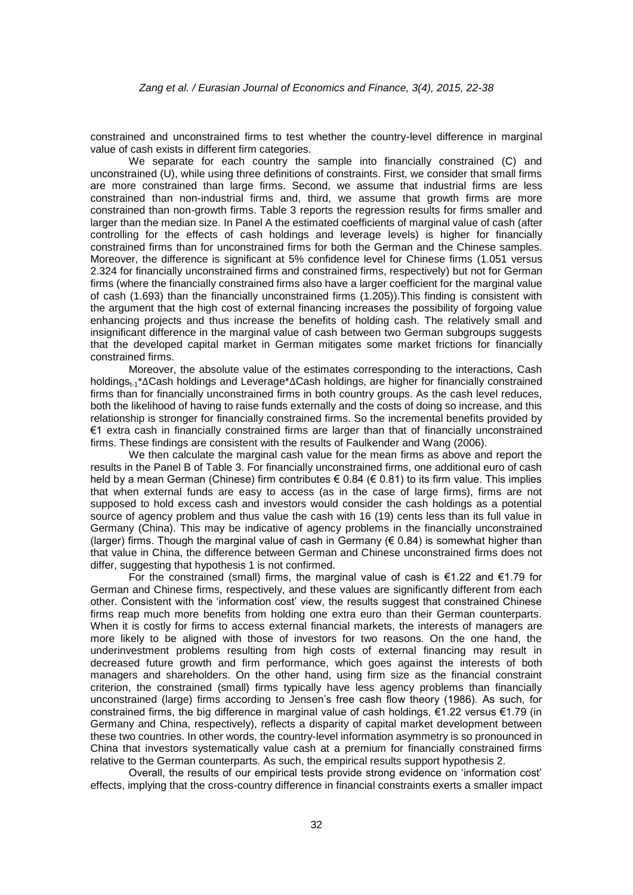constrained and unconstrained firms to test whether the country-level difference in marginal value of cash exists in different firm categories.

We separate for each country the sample into financially constrained (C) and unconstrained (U), while using three definitions of constraints. First, we consider that small firms are more constrained than large firms. Second, we assume that industrial firms are less constrained than non-industrial firms and, third, we assume that growth firms are more constrained than non-growth firms. Table 3 reports the regression results for firms smaller and larger than the median size. In Panel A the estimated coefficients of marginal value of cash (after controlling for the effects of cash holdings and leverage levels) is higher for financially constrained firms than for unconstrained firms for both the German and the Chinese samples. Moreover, the difference is significant at 5% confidence level for Chinese firms (1.051 versus 2.324 for financially unconstrained firms and constrained firms, respectively) but not for German firms (where the financially constrained firms also have a larger coefficient for the marginal value of cash (1.693) than the financially unconstrained firms (1.205)).This finding is consistent with the argument that the high cost of external financing increases the possibility of forgoing value enhancing projects and thus increase the benefits of holding cash. The relatively small and insignificant difference in the marginal value of cash between two German subgroups suggests that the developed capital market in German mitigates some market frictions for financially constrained firms.

Moreover, the absolute value of the estimates corresponding to the interactions, Cash holdings$_{t-1}$*ΔCash holdings and Leverage*ΔCash holdings, are higher for financially constrained firms than for financially unconstrained firms in both country groups. As the cash level reduces, both the likelihood of having to raise funds externally and the costs of doing so increase, and this relationship is stronger for financially constrained firms. So the incremental benefits provided by €1 extra cash in financially constrained firms are larger than that of financially unconstrained firms. These findings are consistent with the results of Faulkender and Wang (2006).

We then calculate the marginal cash value for the mean firms as above and report the results in the Panel B of Table 3. For financially unconstrained firms, one additional euro of cash held by a mean German (Chinese) firm contributes € 0.84 (€ 0.81) to its firm value. This implies that when external funds are easy to access (as in the case of large firms), firms are not supposed to hold excess cash and investors would consider the cash holdings as a potential source of agency problem and thus value the cash with 16 (19) cents less than its full value in Germany (China). This may be indicative of agency problems in the financially unconstrained (larger) firms. Though the marginal value of cash in Germany (€ 0.84) is somewhat higher than that value in China, the difference between German and Chinese unconstrained firms does not differ, suggesting that hypothesis 1 is not confirmed.

For the constrained (small) firms, the marginal value of cash is €1.22 and €1.79 for German and Chinese firms, respectively, and these values are significantly different from each other. Consistent with the 'information cost' view, the results suggest that constrained Chinese firms reap much more benefits from holding one extra euro than their German counterparts. When it is costly for firms to access external financial markets, the interests of managers are more likely to be aligned with those of investors for two reasons. On the one hand, the underinvestment problems resulting from high costs of external financing may result in decreased future growth and firm performance, which goes against the interests of both managers and shareholders. On the other hand, using firm size as the financial constraint criterion, the constrained (small) firms typically have less agency problems than financially unconstrained (large) firms according to Jensen's free cash flow theory (1986). As such, for constrained firms, the big difference in marginal value of cash holdings, €1.22 versus €1.79 (in Germany and China, respectively), reflects a disparity of capital market development between these two countries. In other words, the country-level information asymmetry is so pronounced in China that investors systematically value cash at a premium for financially constrained firms relative to the German counterparts. As such, the empirical results support hypothesis 2.

Overall, the results of our empirical tests provide strong evidence on 'information cost' effects, implying that the cross-country difference in financial constraints exerts a smaller impact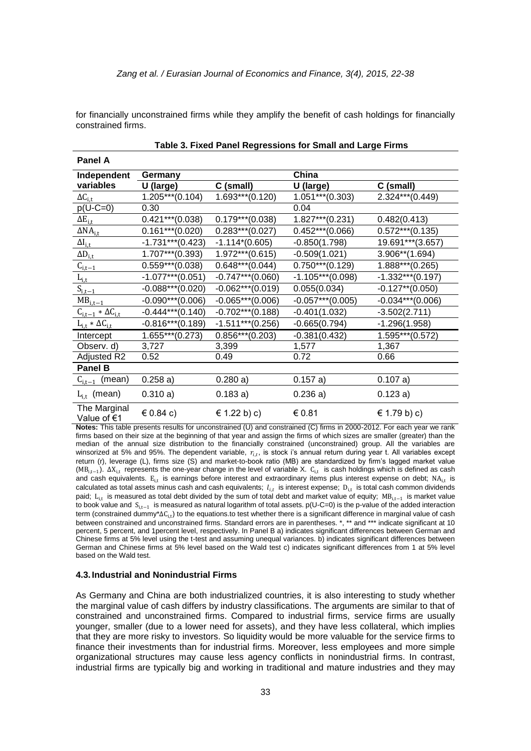for financially unconstrained firms while they amplify the benefit of cash holdings for financially constrained firms.

**Table 3. Fixed Panel Regressions for Small and Large Firms**

| **Panel A** | | | | |
|---|---|---|---|---|
| **Independent variables** | **Germany** | | **China** | |
| | **U (large)** | **C (small)** | **U (large)** | **C (small)** |
| $\Delta C_{i,t}$ | 1.205***(0.104) | 1.693***(0.120) | 1.051***(0.303) | 2.324***(0.449) |
| p(U-C=0) | 0.30 | | 0.04 | |
| $\Delta E_{i,t}$ | 0.421***(0.038) | 0.179***(0.038) | 1.827***(0.231) | 0.482(0.413) |
| $\Delta NA_{i,t}$ | 0.161***(0.020) | 0.283***(0.027) | 0.452***(0.066) | 0.572***(0.135) |
| $\Delta I_{i,t}$ | -1.731***(0.423) | -1.114*(0.605) | -0.850(1.798) | 19.691***(3.657) |
| $\Delta D_{i,t}$ | 1.707***(0.393) | 1.972***(0.615) | -0.509(1.021) | 3.906**(1.694) |
| $C_{i,t-1}$ | 0.559***(0.038) | 0.648***(0.044) | 0.750***(0.129) | 1.888***(0.265) |
| $L_{i,t}$ | -1.077***(0.051) | -0.747***(0.060) | -1.105***(0.098) | -1.332***(0.197) |
| $S_{i,t-1}$ | -0.088***(0.020) | -0.062***(0.019) | 0.055(0.034) | -0.127**(0.050) |
| $MB_{i,t-1}$ | -0.090***(0.006) | -0.065***(0.006) | -0.057***(0.005) | -0.034***(0.006) |
| $C_{i,t-1} * \Delta C_{i,t}$ | -0.444***(0.140) | -0.702***(0.188) | -0.401(1.032) | -3.502(2.711) |
| $L_{i,t} * \Delta C_{i,t}$ | -0.816***(0.189) | -1.511***(0.256) | -0.665(0.794) | -1.296(1.958) |
| Intercept | 1.655***(0.273) | 0.856***(0.203) | -0.381(0.432) | 1.595***(0.572) |
| Observ. d) | 3,727 | 3,399 | 1,577 | 1,367 |
| Adjusted R2 | 0.52 | 0.49 | 0.72 | 0.66 |
| **Panel B** | | | | |
| $C_{i,t-1}$ (mean) | 0.258 a) | 0.280 a) | 0.157 a) | 0.107 a) |
| $L_{i,t}$ (mean) | 0.310 a) | 0.183 a) | 0.236 a) | 0.123 a) |
| The Marginal Value of €1 | € 0.84 c) | € 1.22 b) c) | € 0.81 | € 1.79 b) c) |

**Notes:** This table presents results for unconstrained (U) and constrained (C) firms in 2000-2012. For each year we rank firms based on their size at the beginning of that year and assign the firms of which sizes are smaller (greater) than the median of the annual size distribution to the financially constrained (unconstrained) group. All the variables are winsorized at 5% and 95%. The dependent variable, $r_{i,t}$, is stock i's annual return during year t. All variables except return (r), leverage (L), firms size (S) and market-to-book ratio (MB) are standardized by firm's lagged market value ($MB_{i,t-1}$). $\Delta X_{i,t}$ represents the one-year change in the level of variable X. $C_{i,t}$ is cash holdings which is defined as cash and cash equivalents. $E_{i,t}$ is earnings before interest and extraordinary items plus interest expense on debt; $NA_{i,t}$ is calculated as total assets minus cash and cash equivalents; $I_{i,t}$ is interest expense; $D_{i,t}$ is total cash common dividends paid; $L_{i,t}$ is measured as total debt divided by the sum of total debt and market value of equity; $MB_{i,t-1}$ is market value to book value and $S_{i,t-1}$ is measured as natural logarithm of total assets. p(U-C=0) is the p-value of the added interaction term (constrained dummy*$\Delta C_{i,t}$) to the equations.to test whether there is a significant difference in marginal value of cash between constrained and unconstrained firms. Standard errors are in parentheses. *, ** and *** indicate significant at 10 percent, 5 percent, and 1percent level, respectively. In Panel B a) indicates significant differences between German and Chinese firms at 5% level using the t-test and assuming unequal variances. b) indicates significant differences between German and Chinese firms at 5% level based on the Wald test c) indicates significant differences from 1 at 5% level based on the Wald test.

### 4.3. Industrial and Nonindustrial Firms

As Germany and China are both industrialized countries, it is also interesting to study whether the marginal value of cash differs by industry classifications. The arguments are similar to that of constrained and unconstrained firms. Compared to industrial firms, service firms are usually younger, smaller (due to a lower need for assets), and they have less collateral, which implies that they are more risky to investors. So liquidity would be more valuable for the service firms to finance their investments than for industrial firms. Moreover, less employees and more simple organizational structures may cause less agency conflicts in nonindustrial firms. In contrast, industrial firms are typically big and working in traditional and mature industries and they may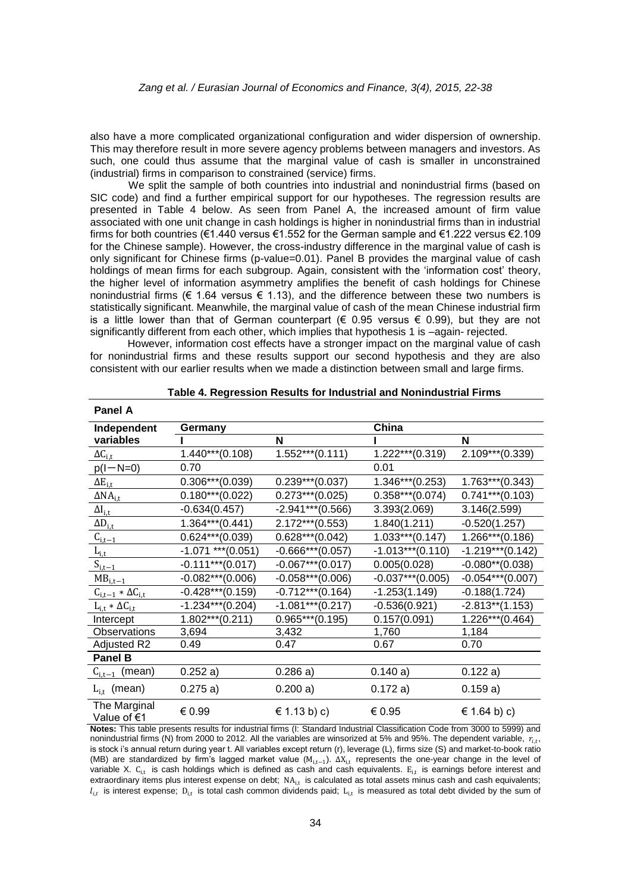also have a more complicated organizational configuration and wider dispersion of ownership. This may therefore result in more severe agency problems between managers and investors. As such, one could thus assume that the marginal value of cash is smaller in unconstrained (industrial) firms in comparison to constrained (service) firms.

We split the sample of both countries into industrial and nonindustrial firms (based on SIC code) and find a further empirical support for our hypotheses. The regression results are presented in Table 4 below. As seen from Panel A, the increased amount of firm value associated with one unit change in cash holdings is higher in nonindustrial firms than in industrial firms for both countries (€1.440 versus €1.552 for the German sample and €1.222 versus €2.109 for the Chinese sample). However, the cross-industry difference in the marginal value of cash is only significant for Chinese firms (p-value=0.01). Panel B provides the marginal value of cash holdings of mean firms for each subgroup. Again, consistent with the 'information cost' theory, the higher level of information asymmetry amplifies the benefit of cash holdings for Chinese nonindustrial firms (€ 1.64 versus € 1.13), and the difference between these two numbers is statistically significant. Meanwhile, the marginal value of cash of the mean Chinese industrial firm is a little lower than that of German counterpart (€ 0.95 versus € 0.99), but they are not significantly different from each other, which implies that hypothesis 1 is –again- rejected.

However, information cost effects have a stronger impact on the marginal value of cash for nonindustrial firms and these results support our second hypothesis and they are also consistent with our earlier results when we made a distinction between small and large firms.

**Table 4. Regression Results for Industrial and Nonindustrial Firms**

| **Panel A** | | | | |
|---|---|---|---|---|
| **Independent variables** | **Germany** | | **China** | |
| | **I** | **N** | **I** | **N** |
| $\Delta C_{i,t}$ | 1.440***(0.108) | 1.552***(0.111) | 1.222***(0.319) | 2.109***(0.339) |
| p(I−N=0) | 0.70 | | 0.01 | |
| $\Delta E_{i,t}$ | 0.306***(0.039) | 0.239***(0.037) | 1.346***(0.253) | 1.763***(0.343) |
| $\Delta NA_{i,t}$ | 0.180***(0.022) | 0.273***(0.025) | 0.358***(0.074) | 0.741***(0.103) |
| $\Delta I_{i,t}$ | -0.634(0.457) | -2.941***(0.566) | 3.393(2.069) | 3.146(2.599) |
| $\Delta D_{i,t}$ | 1.364***(0.441) | 2.172***(0.553) | 1.840(1.211) | -0.520(1.257) |
| $C_{i,t-1}$ | 0.624***(0.039) | 0.628***(0.042) | 1.033***(0.147) | 1.266***(0.186) |
| $L_{i,t}$ | -1.071 ***(0.051) | -0.666***(0.057) | -1.013***(0.110) | -1.219***(0.142) |
| $S_{i,t-1}$ | -0.111***(0.017) | -0.067***(0.017) | 0.005(0.028) | -0.080**(0.038) |
| $MB_{i,t-1}$ | -0.082***(0.006) | -0.058***(0.006) | -0.037***(0.005) | -0.054***(0.007) |
| $C_{i,t-1} * \Delta C_{i,t}$ | -0.428***(0.159) | -0.712***(0.164) | -1.253(1.149) | -0.188(1.724) |
| $L_{i,t} * \Delta C_{i,t}$ | -1.234***(0.204) | -1.081***(0.217) | -0.536(0.921) | -2.813**(1.153) |
| Intercept | 1.802***(0.211) | 0.965***(0.195) | 0.157(0.091) | 1.226***(0.464) |
| Observations | 3,694 | 3,432 | 1,760 | 1,184 |
| Adjusted R2 | 0.49 | 0.47 | 0.67 | 0.70 |
| **Panel B** | | | | |
| $C_{i,t-1}$ (mean) | 0.252 a) | 0.286 a) | 0.140 a) | 0.122 a) |
| $L_{i,t}$ (mean) | 0.275 a) | 0.200 a) | 0.172 a) | 0.159 a) |
| The Marginal Value of €1 | € 0.99 | € 1.13 b) c) | € 0.95 | € 1.64 b) c) |

**Notes:** This table presents results for industrial firms (I: Standard Industrial Classification Code from 3000 to 5999) and nonindustrial firms (N) from 2000 to 2012. All the variables are winsorized at 5% and 95%. The dependent variable, $r_{i,t}$, is stock i's annual return during year t. All variables except return (r), leverage (L), firms size (S) and market-to-book ratio (MB) are standardized by firm's lagged market value ($M_{i,t-1}$). $\Delta X_{i,t}$ represents the one-year change in the level of variable X. $C_{i,t}$ is cash holdings which is defined as cash and cash equivalents. $E_{i,t}$ is earnings before interest and extraordinary items plus interest expense on debt; $NA_{i,t}$ is calculated as total assets minus cash and cash equivalents; $I_{i,t}$ is interest expense; $D_{i,t}$ is total cash common dividends paid; $L_{i,t}$ is measured as total debt divided by the sum of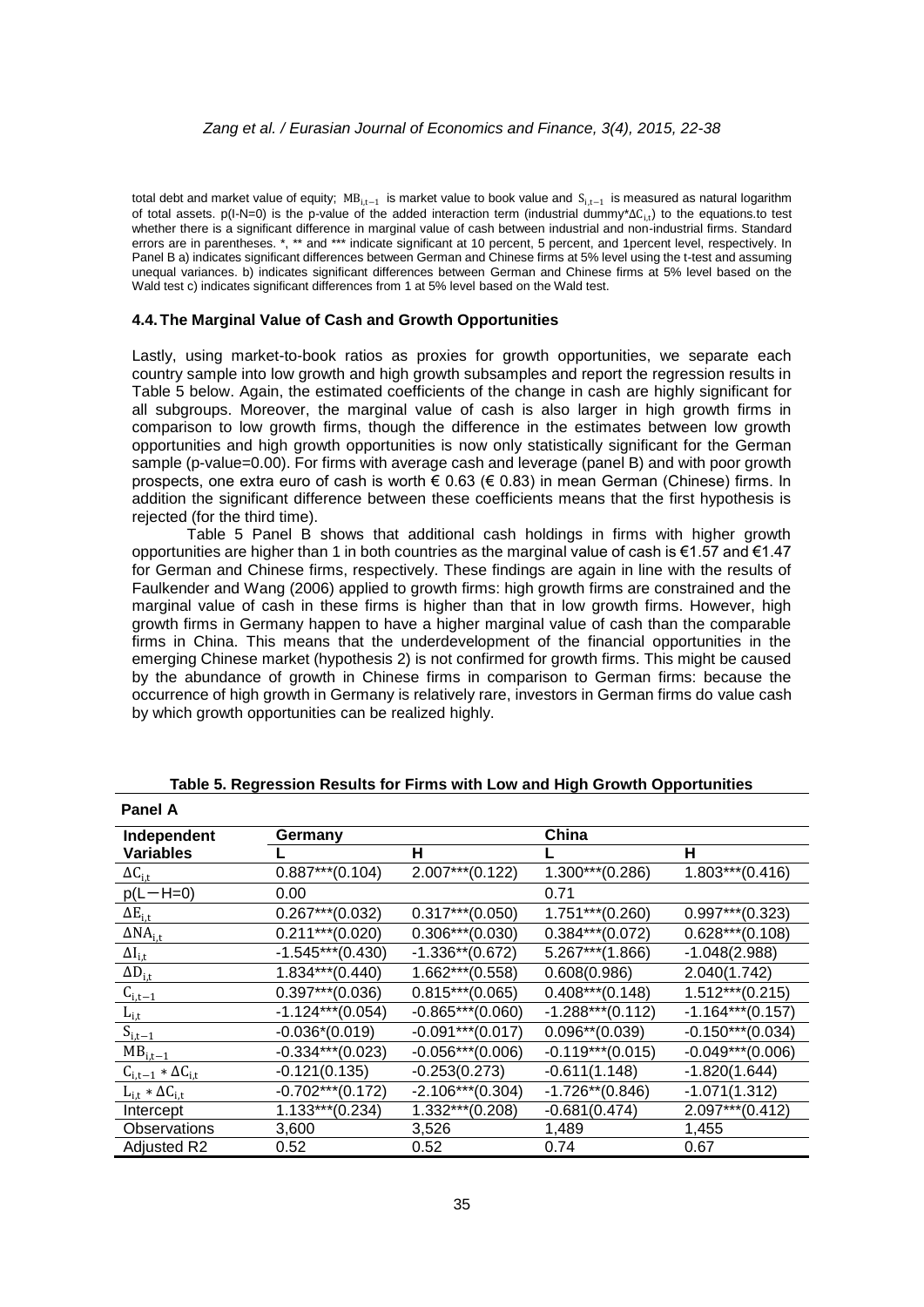total debt and market value of equity; $MB_{i,t-1}$ is market value to book value and $S_{i,t-1}$ is measured as natural logarithm of total assets. p(I-N=0) is the p-value of the added interaction term (industrial dummy*$\Delta C_{i,t}$) to the equations.to test whether there is a significant difference in marginal value of cash between industrial and non-industrial firms. Standard errors are in parentheses. *, ** and *** indicate significant at 10 percent, 5 percent, and 1percent level, respectively. In Panel B a) indicates significant differences between German and Chinese firms at 5% level using the t-test and assuming unequal variances. b) indicates significant differences between German and Chinese firms at 5% level based on the Wald test c) indicates significant differences from 1 at 5% level based on the Wald test.

### 4.4. The Marginal Value of Cash and Growth Opportunities

Lastly, using market-to-book ratios as proxies for growth opportunities, we separate each country sample into low growth and high growth subsamples and report the regression results in Table 5 below. Again, the estimated coefficients of the change in cash are highly significant for all subgroups. Moreover, the marginal value of cash is also larger in high growth firms in comparison to low growth firms, though the difference in the estimates between low growth opportunities and high growth opportunities is now only statistically significant for the German sample (p-value=0.00). For firms with average cash and leverage (panel B) and with poor growth prospects, one extra euro of cash is worth € 0.63 (€ 0.83) in mean German (Chinese) firms. In addition the significant difference between these coefficients means that the first hypothesis is rejected (for the third time).

Table 5 Panel B shows that additional cash holdings in firms with higher growth opportunities are higher than 1 in both countries as the marginal value of cash is €1.57 and €1.47 for German and Chinese firms, respectively. These findings are again in line with the results of Faulkender and Wang (2006) applied to growth firms: high growth firms are constrained and the marginal value of cash in these firms is higher than that in low growth firms. However, high growth firms in Germany happen to have a higher marginal value of cash than the comparable firms in China. This means that the underdevelopment of the financial opportunities in the emerging Chinese market (hypothesis 2) is not confirmed for growth firms. This might be caused by the abundance of growth in Chinese firms in comparison to German firms: because the occurrence of high growth in Germany is relatively rare, investors in German firms do value cash by which growth opportunities can be realized highly.

**Table 5. Regression Results for Firms with Low and High Growth Opportunities**

**Panel A**

| Independent Variables | Germany L | Germany H | China L | China H |
|---|---|---|---|---|
| $\Delta C_{i,t}$ | 0.887***(0.104) | 2.007***(0.122) | 1.300***(0.286) | 1.803***(0.416) |
| p(L−H=0) | 0.00 | | 0.71 | |
| $\Delta E_{i,t}$ | 0.267***(0.032) | 0.317***(0.050) | 1.751***(0.260) | 0.997***(0.323) |
| $\Delta NA_{i,t}$ | 0.211***(0.020) | 0.306***(0.030) | 0.384***(0.072) | 0.628***(0.108) |
| $\Delta I_{i,t}$ | -1.545***(0.430) | -1.336**(0.672) | 5.267***(1.866) | -1.048(2.988) |
| $\Delta D_{i,t}$ | 1.834***(0.440) | 1.662***(0.558) | 0.608(0.986) | 2.040(1.742) |
| $C_{i,t-1}$ | 0.397***(0.036) | 0.815***(0.065) | 0.408***(0.148) | 1.512***(0.215) |
| $L_{i,t}$ | -1.124***(0.054) | -0.865***(0.060) | -1.288***(0.112) | -1.164***(0.157) |
| $S_{i,t-1}$ | -0.036*(0.019) | -0.091***(0.017) | 0.096**(0.039) | -0.150***(0.034) |
| $MB_{i,t-1}$ | -0.334***(0.023) | -0.056***(0.006) | -0.119***(0.015) | -0.049***(0.006) |
| $C_{i,t-1} * \Delta C_{i,t}$ | -0.121(0.135) | -0.253(0.273) | -0.611(1.148) | -1.820(1.644) |
| $L_{i,t} * \Delta C_{i,t}$ | -0.702***(0.172) | -2.106***(0.304) | -1.726**(0.846) | -1.071(1.312) |
| Intercept | 1.133***(0.234) | 1.332***(0.208) | -0.681(0.474) | 2.097***(0.412) |
| Observations | 3,600 | 3,526 | 1,489 | 1,455 |
| Adjusted R2 | 0.52 | 0.52 | 0.74 | 0.67 |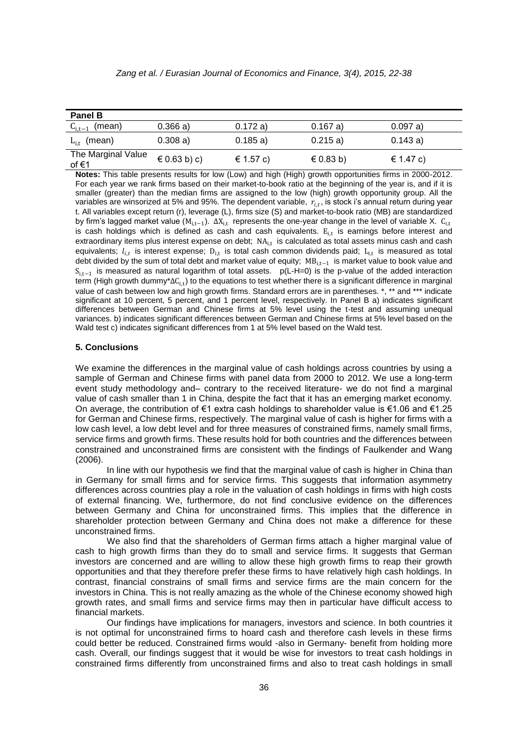| Panel B | | | | |
|---|---|---|---|---|
| $C_{i,t-1}$ (mean) | 0.366 a) | 0.172 a) | 0.167 a) | 0.097 a) |
| $L_{i,t}$ (mean) | 0.308 a) | 0.185 a) | 0.215 a) | 0.143 a) |
| The Marginal Value of €1 | € 0.63 b) c) | € 1.57 c) | € 0.83 b) | € 1.47 c) |

**Notes:** This table presents results for low (Low) and high (High) growth opportunities firms in 2000-2012. For each year we rank firms based on their market-to-book ratio at the beginning of the year is, and if it is smaller (greater) than the median firms are assigned to the low (high) growth opportunity group. All the variables are winsorized at 5% and 95%. The dependent variable, $r_{i,t}$, is stock i's annual return during year t. All variables except return (r), leverage (L), firms size (S) and market-to-book ratio (MB) are standardized by firm's lagged market value ($M_{i,t-1}$). $\Delta X_{i,t}$ represents the one-year change in the level of variable X. $C_{i,t}$ is cash holdings which is defined as cash and cash equivalents. $E_{i,t}$ is earnings before interest and extraordinary items plus interest expense on debt; $NA_{i,t}$ is calculated as total assets minus cash and cash equivalents; $l_{i,t}$ is interest expense; $D_{i,t}$ is total cash common dividends paid; $L_{i,t}$ is measured as total debt divided by the sum of total debt and market value of equity; $MB_{i,t-1}$ is market value to book value and $S_{i,t-1}$ is measured as natural logarithm of total assets. p(L-H=0) is the p-value of the added interaction term (High growth dummy*$\Delta C_{i,t}$) to the equations to test whether there is a significant difference in marginal value of cash between low and high growth firms. Standard errors are in parentheses. *, ** and *** indicate significant at 10 percent, 5 percent, and 1 percent level, respectively. In Panel B a) indicates significant differences between German and Chinese firms at 5% level using the t-test and assuming unequal variances. b) indicates significant differences between German and Chinese firms at 5% level based on the Wald test c) indicates significant differences from 1 at 5% level based on the Wald test.

## 5. Conclusions

We examine the differences in the marginal value of cash holdings across countries by using a sample of German and Chinese firms with panel data from 2000 to 2012. We use a long-term event study methodology and– contrary to the received literature- we do not find a marginal value of cash smaller than 1 in China, despite the fact that it has an emerging market economy. On average, the contribution of €1 extra cash holdings to shareholder value is €1.06 and €1.25 for German and Chinese firms, respectively. The marginal value of cash is higher for firms with a low cash level, a low debt level and for three measures of constrained firms, namely small firms, service firms and growth firms. These results hold for both countries and the differences between constrained and unconstrained firms are consistent with the findings of Faulkender and Wang (2006).

In line with our hypothesis we find that the marginal value of cash is higher in China than in Germany for small firms and for service firms. This suggests that information asymmetry differences across countries play a role in the valuation of cash holdings in firms with high costs of external financing. We, furthermore, do not find conclusive evidence on the differences between Germany and China for unconstrained firms. This implies that the difference in shareholder protection between Germany and China does not make a difference for these unconstrained firms.

We also find that the shareholders of German firms attach a higher marginal value of cash to high growth firms than they do to small and service firms. It suggests that German investors are concerned and are willing to allow these high growth firms to reap their growth opportunities and that they therefore prefer these firms to have relatively high cash holdings. In contrast, financial constrains of small firms and service firms are the main concern for the investors in China. This is not really amazing as the whole of the Chinese economy showed high growth rates, and small firms and service firms may then in particular have difficult access to financial markets.

Our findings have implications for managers, investors and science. In both countries it is not optimal for unconstrained firms to hoard cash and therefore cash levels in these firms could better be reduced. Constrained firms would -also in Germany- benefit from holding more cash. Overall, our findings suggest that it would be wise for investors to treat cash holdings in constrained firms differently from unconstrained firms and also to treat cash holdings in small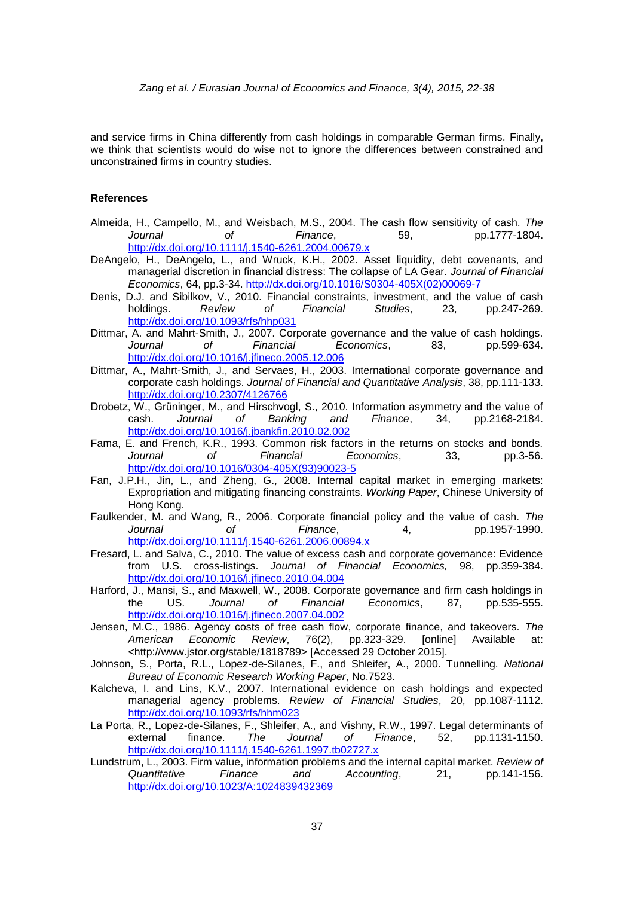and service firms in China differently from cash holdings in comparable German firms. Finally, we think that scientists would do wise not to ignore the differences between constrained and unconstrained firms in country studies.

### References

Almeida, H., Campello, M., and Weisbach, M.S., 2004. The cash flow sensitivity of cash. *The Journal of Finance*, 59, pp.1777-1804. http://dx.doi.org/10.1111/j.1540-6261.2004.00679.x

DeAngelo, H., DeAngelo, L., and Wruck, K.H., 2002. Asset liquidity, debt covenants, and managerial discretion in financial distress: The collapse of LA Gear. *Journal of Financial Economics*, 64, pp.3-34. http://dx.doi.org/10.1016/S0304-405X(02)00069-7

Denis, D.J. and Sibilkov, V., 2010. Financial constraints, investment, and the value of cash holdings. *Review of Financial Studies*, 23, pp.247-269. http://dx.doi.org/10.1093/rfs/hhp031

Dittmar, A. and Mahrt-Smith, J., 2007. Corporate governance and the value of cash holdings. *Journal of Financial Economics*, 83, pp.599-634. http://dx.doi.org/10.1016/j.jfineco.2005.12.006

Dittmar, A., Mahrt-Smith, J., and Servaes, H., 2003. International corporate governance and corporate cash holdings. *Journal of Financial and Quantitative Analysis*, 38, pp.111-133. http://dx.doi.org/10.2307/4126766

Drobetz, W., Grüninger, M., and Hirschvogl, S., 2010. Information asymmetry and the value of cash. *Journal of Banking and Finance*, 34, pp.2168-2184. http://dx.doi.org/10.1016/j.jbankfin.2010.02.002

Fama, E. and French, K.R., 1993. Common risk factors in the returns on stocks and bonds. *Journal of Financial Economics*, 33, pp.3-56. http://dx.doi.org/10.1016/0304-405X(93)90023-5

Fan, J.P.H., Jin, L., and Zheng, G., 2008. Internal capital market in emerging markets: Expropriation and mitigating financing constraints. *Working Paper*, Chinese University of Hong Kong.

Faulkender, M. and Wang, R., 2006. Corporate financial policy and the value of cash. *The Journal of Finance*, 4, pp.1957-1990. http://dx.doi.org/10.1111/j.1540-6261.2006.00894.x

Fresard, L. and Salva, C., 2010. The value of excess cash and corporate governance: Evidence from U.S. cross-listings. *Journal of Financial Economics,* 98, pp.359-384. http://dx.doi.org/10.1016/j.jfineco.2010.04.004

Harford, J., Mansi, S., and Maxwell, W., 2008. Corporate governance and firm cash holdings in the US. *Journal of Financial Economics*, 87, pp.535-555. http://dx.doi.org/10.1016/j.jfineco.2007.04.002

Jensen, M.C., 1986. Agency costs of free cash flow, corporate finance, and takeovers. *The American Economic Review*, 76(2), pp.323-329. [online] Available at: <http://www.jstor.org/stable/1818789> [Accessed 29 October 2015].

Johnson, S., Porta, R.L., Lopez-de-Silanes, F., and Shleifer, A., 2000. Tunnelling. *National Bureau of Economic Research Working Paper*, No.7523.

Kalcheva, I. and Lins, K.V., 2007. International evidence on cash holdings and expected managerial agency problems. *Review of Financial Studies*, 20, pp.1087-1112. http://dx.doi.org/10.1093/rfs/hhm023

La Porta, R., Lopez-de-Silanes, F., Shleifer, A., and Vishny, R.W., 1997. Legal determinants of external finance. *The Journal of Finance*, 52, pp.1131-1150. http://dx.doi.org/10.1111/j.1540-6261.1997.tb02727.x

Lundstrum, L., 2003. Firm value, information problems and the internal capital market. *Review of Quantitative Finance and Accounting*, 21, pp.141-156. http://dx.doi.org/10.1023/A:1024839432369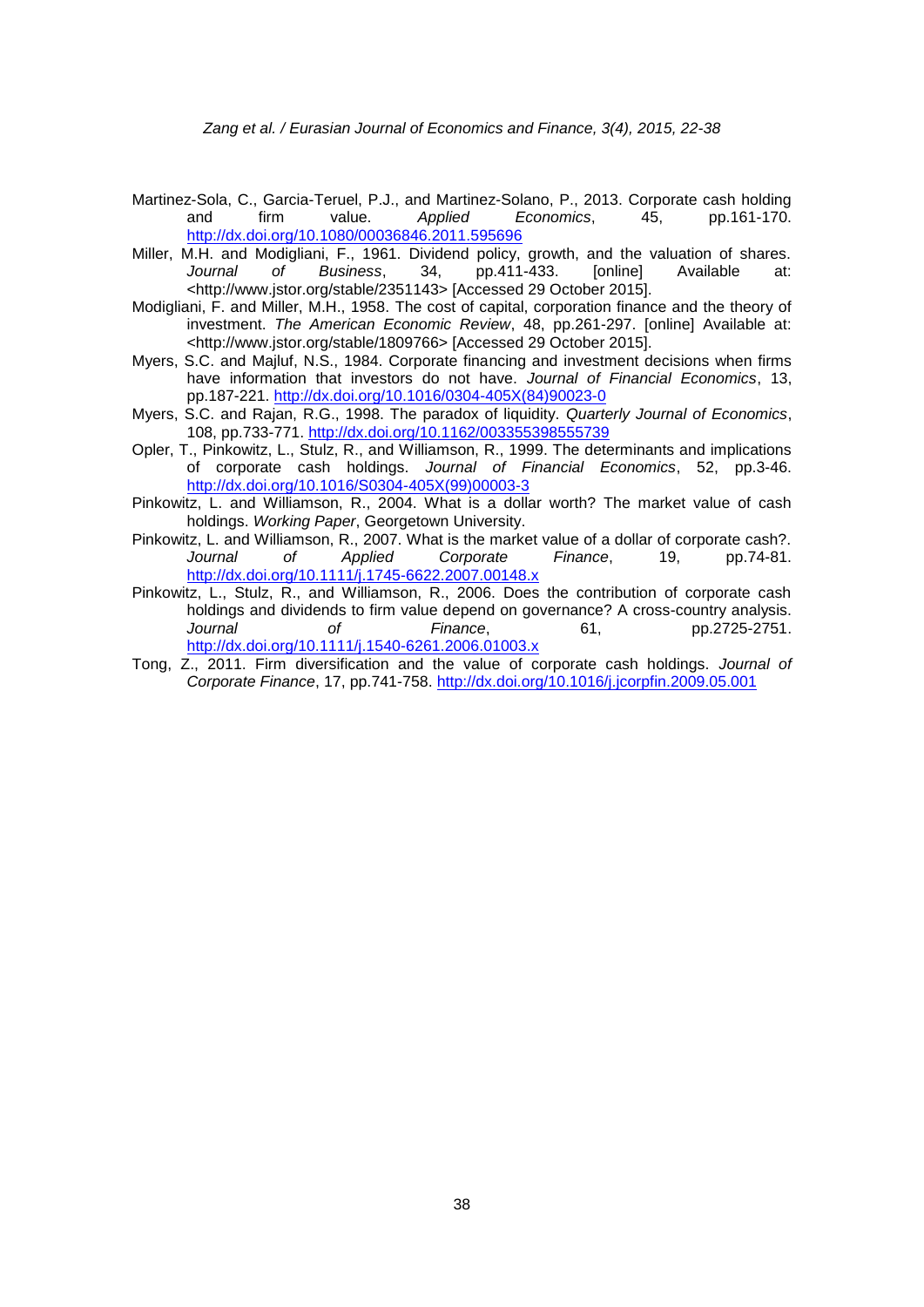Martinez-Sola, C., Garcia-Teruel, P.J., and Martinez-Solano, P., 2013. Corporate cash holding and firm value. *Applied Economics*, 45, pp.161-170. http://dx.doi.org/10.1080/00036846.2011.595696

Miller, M.H. and Modigliani, F., 1961. Dividend policy, growth, and the valuation of shares. *Journal of Business*, 34, pp.411-433. [online] Available at: <http://www.jstor.org/stable/2351143> [Accessed 29 October 2015].

Modigliani, F. and Miller, M.H., 1958. The cost of capital, corporation finance and the theory of investment. *The American Economic Review*, 48, pp.261-297. [online] Available at: <http://www.jstor.org/stable/1809766> [Accessed 29 October 2015].

Myers, S.C. and Majluf, N.S., 1984. Corporate financing and investment decisions when firms have information that investors do not have. *Journal of Financial Economics*, 13, pp.187-221. http://dx.doi.org/10.1016/0304-405X(84)90023-0

Myers, S.C. and Rajan, R.G., 1998. The paradox of liquidity. *Quarterly Journal of Economics*, 108, pp.733-771. http://dx.doi.org/10.1162/003355398555739

Opler, T., Pinkowitz, L., Stulz, R., and Williamson, R., 1999. The determinants and implications of corporate cash holdings. *Journal of Financial Economics*, 52, pp.3-46. http://dx.doi.org/10.1016/S0304-405X(99)00003-3

Pinkowitz, L. and Williamson, R., 2004. What is a dollar worth? The market value of cash holdings. *Working Paper*, Georgetown University.

Pinkowitz, L. and Williamson, R., 2007. What is the market value of a dollar of corporate cash?. *Journal of Applied Corporate Finance*, 19, pp.74-81. http://dx.doi.org/10.1111/j.1745-6622.2007.00148.x

Pinkowitz, L., Stulz, R., and Williamson, R., 2006. Does the contribution of corporate cash holdings and dividends to firm value depend on governance? A cross-country analysis. *Journal of Finance*, 61, pp.2725-2751. http://dx.doi.org/10.1111/j.1540-6261.2006.01003.x

Tong, Z., 2011. Firm diversification and the value of corporate cash holdings. *Journal of Corporate Finance*, 17, pp.741-758. http://dx.doi.org/10.1016/j.jcorpfin.2009.05.001